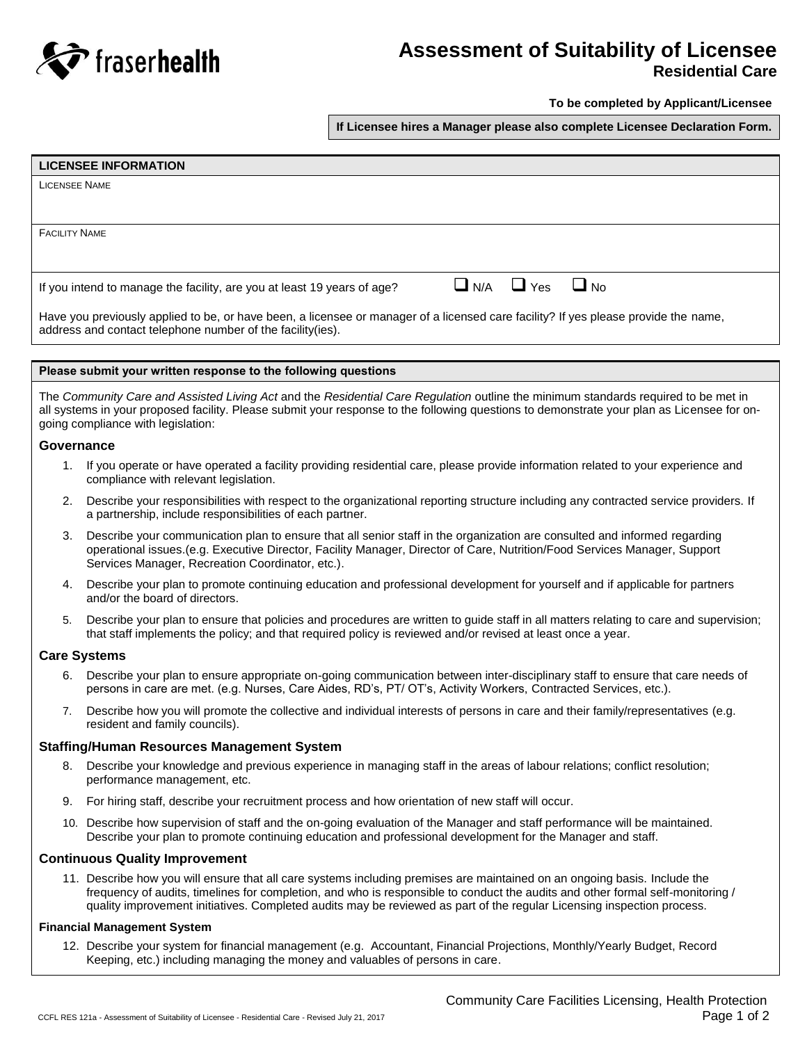fraserhealth

# Assessment of Suitability of Licensee
## Residential Care

**To be completed by Applicant/Licensee**

**If Licensee hires a Manager please also complete Licensee Declaration Form.**

**LICENSEE INFORMATION**

LICENSEE NAME

FACILITY NAME

If you intend to manage the facility, are you at least 19 years of age? ☐ N/A ☐ Yes ☐ No

Have you previously applied to be, or have been, a licensee or manager of a licensed care facility? If yes please provide the name, address and contact telephone number of the facility(ies).

**Please submit your written response to the following questions**

The *Community Care and Assisted Living Act* and the *Residential Care Regulation* outline the minimum standards required to be met in all systems in your proposed facility. Please submit your response to the following questions to demonstrate your plan as Licensee for on-going compliance with legislation:

### Governance

1. If you operate or have operated a facility providing residential care, please provide information related to your experience and compliance with relevant legislation.
2. Describe your responsibilities with respect to the organizational reporting structure including any contracted service providers. If a partnership, include responsibilities of each partner.
3. Describe your communication plan to ensure that all senior staff in the organization are consulted and informed regarding operational issues.(e.g. Executive Director, Facility Manager, Director of Care, Nutrition/Food Services Manager, Support Services Manager, Recreation Coordinator, etc.).
4. Describe your plan to promote continuing education and professional development for yourself and if applicable for partners and/or the board of directors.
5. Describe your plan to ensure that policies and procedures are written to guide staff in all matters relating to care and supervision; that staff implements the policy; and that required policy is reviewed and/or revised at least once a year.

### Care Systems

6. Describe your plan to ensure appropriate on-going communication between inter-disciplinary staff to ensure that care needs of persons in care are met. (e.g. Nurses, Care Aides, RD's, PT/ OT's, Activity Workers, Contracted Services, etc.).
7. Describe how you will promote the collective and individual interests of persons in care and their family/representatives (e.g. resident and family councils).

### Staffing/Human Resources Management System

8. Describe your knowledge and previous experience in managing staff in the areas of labour relations; conflict resolution; performance management, etc.
9. For hiring staff, describe your recruitment process and how orientation of new staff will occur.
10. Describe how supervision of staff and the on-going evaluation of the Manager and staff performance will be maintained. Describe your plan to promote continuing education and professional development for the Manager and staff.

### Continuous Quality Improvement

11. Describe how you will ensure that all care systems including premises are maintained on an ongoing basis. Include the frequency of audits, timelines for completion, and who is responsible to conduct the audits and other formal self-monitoring / quality improvement initiatives. Completed audits may be reviewed as part of the regular Licensing inspection process.

#### Financial Management System

12. Describe your system for financial management (e.g. Accountant, Financial Projections, Monthly/Yearly Budget, Record Keeping, etc.) including managing the money and valuables of persons in care.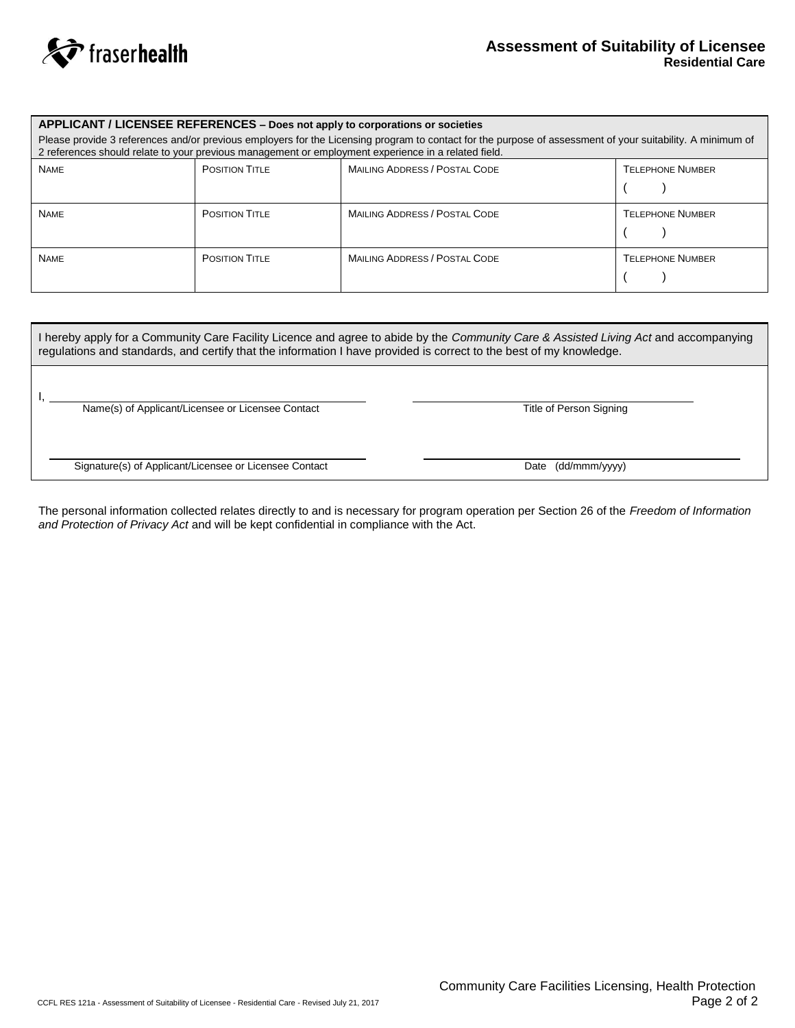**APPLICANT / LICENSEE REFERENCES – Does not apply to corporations or societies**

Please provide 3 references and/or previous employers for the Licensing program to contact for the purpose of assessment of your suitability. A minimum of 2 references should relate to your previous management or employment experience in a related field.

| NAME | POSITION TITLE | MAILING ADDRESS / POSTAL CODE | TELEPHONE NUMBER |
|---|---|---|---|
| | | | ( ) |
| NAME | POSITION TITLE | MAILING ADDRESS / POSTAL CODE | TELEPHONE NUMBER |
| | | | ( ) |
| NAME | POSITION TITLE | MAILING ADDRESS / POSTAL CODE | TELEPHONE NUMBER |
| | | | ( ) |

I hereby apply for a Community Care Facility Licence and agree to abide by the *Community Care & Assisted Living Act* and accompanying regulations and standards, and certify that the information I have provided is correct to the best of my knowledge.

I, ______________________________ Name(s) of Applicant/Licensee or Licensee Contact

______________________________ Title of Person Signing

______________________________ Signature(s) of Applicant/Licensee or Licensee Contact

______________________________ Date (dd/mmm/yyyy)

The personal information collected relates directly to and is necessary for program operation per Section 26 of the *Freedom of Information and Protection of Privacy Act* and will be kept confidential in compliance with the Act.